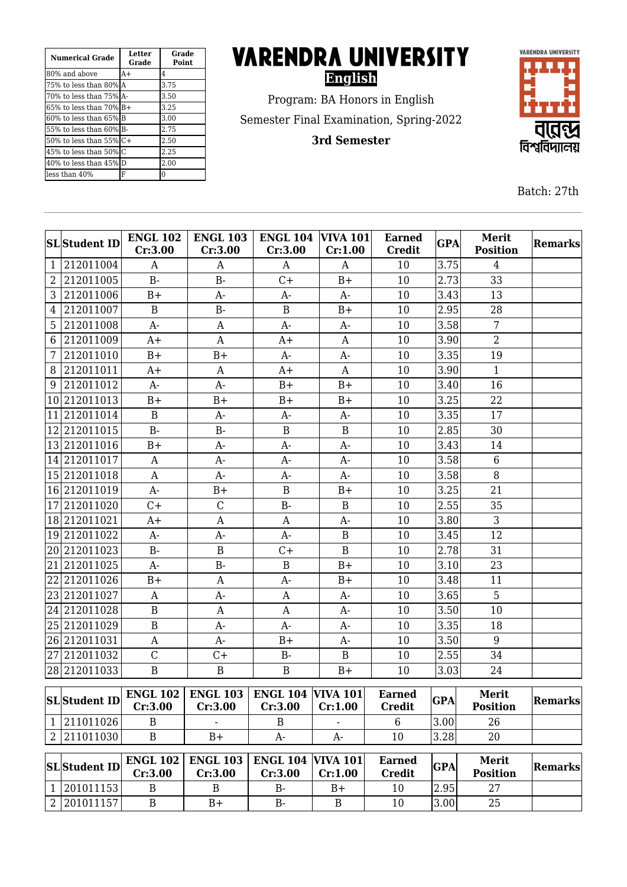| Numerical Grade | Letter Grade | Grade Point |
|---|---|---|
| 80% and above | A+ | 4 |
| 75% to less than 80% | A | 3.75 |
| 70% to less than 75% | A- | 3.50 |
| 65% to less than 70% | B+ | 3.25 |
| 60% to less than 65% | B | 3.00 |
| 55% to less than 60% | B- | 2.75 |
| 50% to less than 55% | C+ | 2.50 |
| 45% to less than 50% | C | 2.25 |
| 40% to less than 45% | D | 2.00 |
| less than 40% | F | 0 |

# VARENDRA UNIVERSITY

**English**

Program: BA Honors in English

Semester Final Examination, Spring-2022

**3rd Semester**

Batch: 27th

| SL | Student ID | ENGL 102 Cr:3.00 | ENGL 103 Cr:3.00 | ENGL 104 Cr:3.00 | VIVA 101 Cr:1.00 | Earned Credit | GPA | Merit Position | Remarks |
|---|---|---|---|---|---|---|---|---|---|
| 1 | 212011004 | A | A | A | A | 10 | 3.75 | 4 | |
| 2 | 212011005 | B- | B- | C+ | B+ | 10 | 2.73 | 33 | |
| 3 | 212011006 | B+ | A- | A- | A- | 10 | 3.43 | 13 | |
| 4 | 212011007 | B | B- | B | B+ | 10 | 2.95 | 28 | |
| 5 | 212011008 | A- | A | A- | A- | 10 | 3.58 | 7 | |
| 6 | 212011009 | A+ | A | A+ | A | 10 | 3.90 | 2 | |
| 7 | 212011010 | B+ | B+ | A- | A- | 10 | 3.35 | 19 | |
| 8 | 212011011 | A+ | A | A+ | A | 10 | 3.90 | 1 | |
| 9 | 212011012 | A- | A- | B+ | B+ | 10 | 3.40 | 16 | |
| 10 | 212011013 | B+ | B+ | B+ | B+ | 10 | 3.25 | 22 | |
| 11 | 212011014 | B | A- | A- | A- | 10 | 3.35 | 17 | |
| 12 | 212011015 | B- | B- | B | B | 10 | 2.85 | 30 | |
| 13 | 212011016 | B+ | A- | A- | A- | 10 | 3.43 | 14 | |
| 14 | 212011017 | A | A- | A- | A- | 10 | 3.58 | 6 | |
| 15 | 212011018 | A | A- | A- | A- | 10 | 3.58 | 8 | |
| 16 | 212011019 | A- | B+ | B | B+ | 10 | 3.25 | 21 | |
| 17 | 212011020 | C+ | C | B- | B | 10 | 2.55 | 35 | |
| 18 | 212011021 | A+ | A | A | A- | 10 | 3.80 | 3 | |
| 19 | 212011022 | A- | A- | A- | B | 10 | 3.45 | 12 | |
| 20 | 212011023 | B- | B | C+ | B | 10 | 2.78 | 31 | |
| 21 | 212011025 | A- | B- | B | B+ | 10 | 3.10 | 23 | |
| 22 | 212011026 | B+ | A | A- | B+ | 10 | 3.48 | 11 | |
| 23 | 212011027 | A | A- | A | A- | 10 | 3.65 | 5 | |
| 24 | 212011028 | B | A | A | A- | 10 | 3.50 | 10 | |
| 25 | 212011029 | B | A- | A- | A- | 10 | 3.35 | 18 | |
| 26 | 212011031 | A | A- | B+ | A- | 10 | 3.50 | 9 | |
| 27 | 212011032 | C | C+ | B- | B | 10 | 2.55 | 34 | |
| 28 | 212011033 | B | B | B | B+ | 10 | 3.03 | 24 | |

| SL | Student ID | ENGL 102 Cr:3.00 | ENGL 103 Cr:3.00 | ENGL 104 Cr:3.00 | VIVA 101 Cr:1.00 | Earned Credit | GPA | Merit Position | Remarks |
|---|---|---|---|---|---|---|---|---|---|
| 1 | 211011026 | B | - | B | - | 6 | 3.00 | 26 | |
| 2 | 211011030 | B | B+ | A- | A- | 10 | 3.28 | 20 | |

| SL | Student ID | ENGL 102 Cr:3.00 | ENGL 103 Cr:3.00 | ENGL 104 Cr:3.00 | VIVA 101 Cr:1.00 | Earned Credit | GPA | Merit Position | Remarks |
|---|---|---|---|---|---|---|---|---|---|
| 1 | 201011153 | B | B | B- | B+ | 10 | 2.95 | 27 | |
| 2 | 201011157 | B | B+ | B- | B | 10 | 3.00 | 25 | |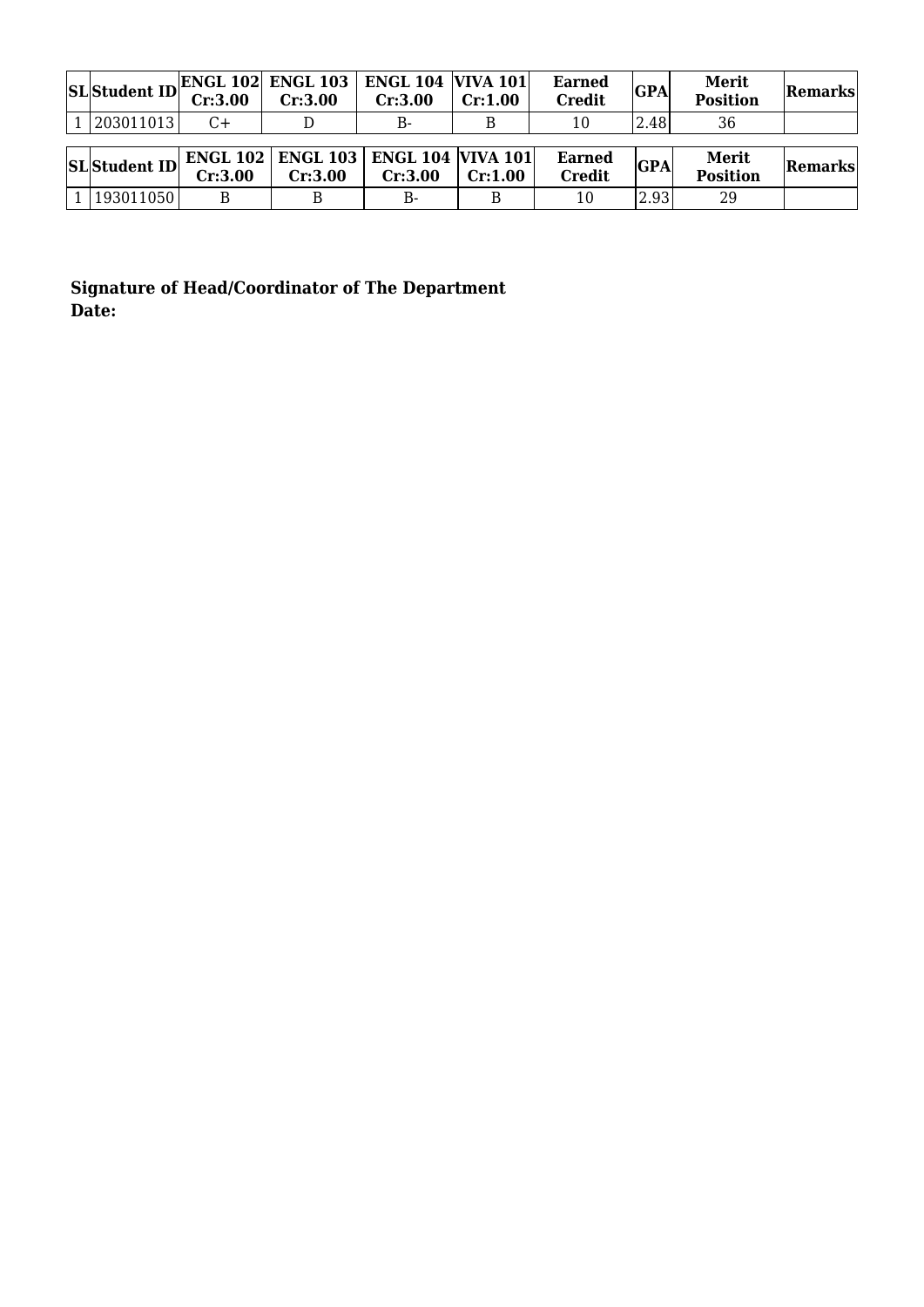| SL | Student ID | ENGL 102 Cr:3.00 | ENGL 103 Cr:3.00 | ENGL 104 Cr:3.00 | VIVA 101 Cr:1.00 | Earned Credit | GPA | Merit Position | Remarks |
| --- | --- | --- | --- | --- | --- | --- | --- | --- | --- |
| 1 | 203011013 | C+ | D | B- | B | 10 | 2.48 | 36 | |

| SL | Student ID | ENGL 102 Cr:3.00 | ENGL 103 Cr:3.00 | ENGL 104 Cr:3.00 | VIVA 101 Cr:1.00 | Earned Credit | GPA | Merit Position | Remarks |
| --- | --- | --- | --- | --- | --- | --- | --- | --- | --- |
| 1 | 193011050 | B | B | B- | B | 10 | 2.93 | 29 | |

**Signature of Head/Coordinator of The Department**
**Date:**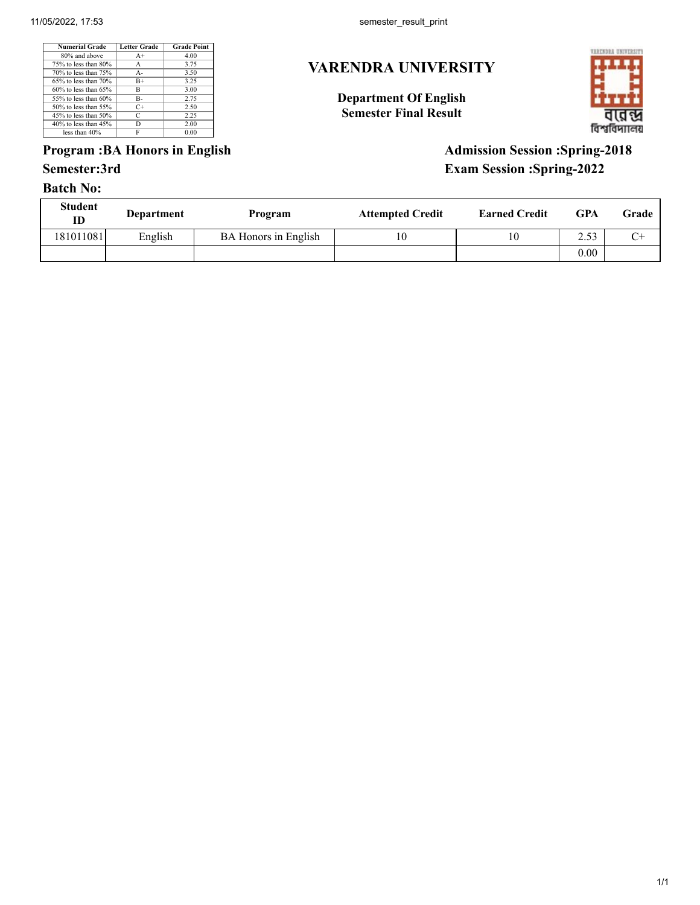| Numerial Grade | Letter Grade | Grade Point |
|---|---|---|
| 80% and above | A+ | 4.00 |
| 75% to less than 80% | A | 3.75 |
| 70% to less than 75% | A- | 3.50 |
| 65% to less than 70% | B+ | 3.25 |
| 60% to less than 65% | B | 3.00 |
| 55% to less than 60% | B- | 2.75 |
| 50% to less than 55% | C+ | 2.50 |
| 45% to less than 50% | C | 2.25 |
| 40% to less than 45% | D | 2.00 |
| less than 40% | F | 0.00 |

# VARENDRA UNIVERSITY

**Department Of English**
**Semester Final Result**

**Program :BA Honors in English**
**Semester:3rd**
**Batch No:**

**Admission Session :Spring-2018**
**Exam Session :Spring-2022**

| Student ID | Department | Program | Attempted Credit | Earned Credit | GPA | Grade |
|---|---|---|---|---|---|---|
| 181011081 | English | BA Honors in English | 10 | 10 | 2.53 | C+ |
| | | | | | 0.00 | |